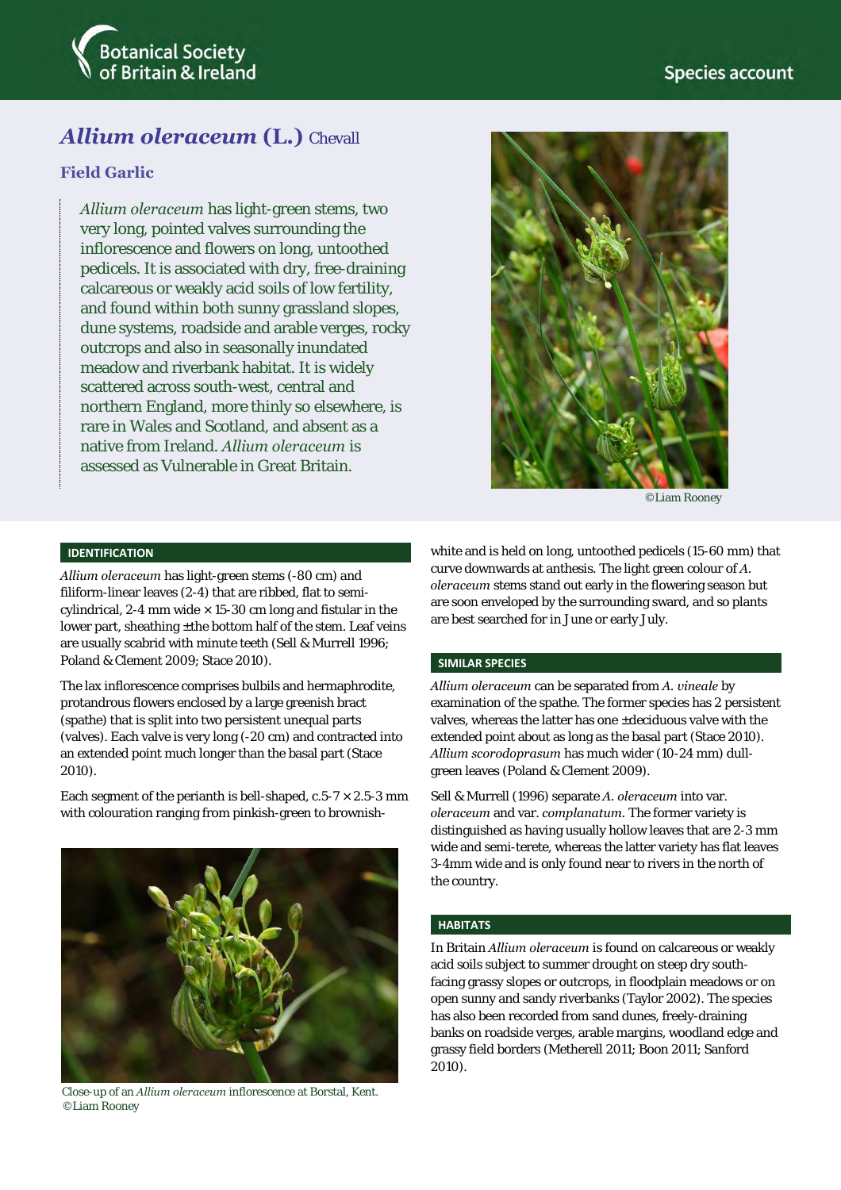# *Allium oleraceum* (L.) Chevall

## Field Garlic

*Allium oleraceum* has light-green stems, two very long, pointed valves surrounding the inflorescence and flowers on long, untoothed pedicels. It is associated with dry, free-draining calcareous or weakly acid soils of low fertility, and found within both sunny grassland slopes, dune systems, roadside and arable verges, rocky outcrops and also in seasonally inundated meadow and riverbank habitat. It is widely scattered across south-west, central and northern England, more thinly so elsewhere, is rare in Wales and Scotland, and absent as a native from Ireland. *Allium oleraceum* is assessed as Vulnerable in Great Britain.

©Liam Rooney

### IDENTIFICATION

*Allium oleraceum* has light-green stems (-80 cm) and filiform-linear leaves (2-4) that are ribbed, flat to semi-cylindrical, 2-4 mm wide × 15-30 cm long and fistular in the lower part, sheathing ±the bottom half of the stem. Leaf veins are usually scabrid with minute teeth (Sell & Murrell 1996; Poland & Clement 2009; Stace 2010).

The lax inflorescence comprises bulbils and hermaphrodite, protandrous flowers enclosed by a large greenish bract (spathe) that is split into two persistent unequal parts (valves). Each valve is very long (-20 cm) and contracted into an extended point much longer than the basal part (Stace 2010).

Each segment of the perianth is bell-shaped, c.5-7 × 2.5-3 mm with colouration ranging from pinkish-green to brownish-white and is held on long, untoothed pedicels (15-60 mm) that curve downwards at anthesis. The light green colour of *A. oleraceum* stems stand out early in the flowering season but are soon enveloped by the surrounding sward, and so plants are best searched for in June or early July.

Close-up of an *Allium oleraceum* inflorescence at Borstal, Kent. ©Liam Rooney

### SIMILAR SPECIES

*Allium oleraceum* can be separated from *A. vineale* by examination of the spathe. The former species has 2 persistent valves, whereas the latter has one ±deciduous valve with the extended point about as long as the basal part (Stace 2010). *Allium scorodoprasum* has much wider (10-24 mm) dull-green leaves (Poland & Clement 2009).

Sell & Murrell (1996) separate *A. oleraceum* into var. *oleraceum* and var. *complanatum*. The former variety is distinguished as having usually hollow leaves that are 2-3 mm wide and semi-terete, whereas the latter variety has flat leaves 3-4mm wide and is only found near to rivers in the north of the country.

### HABITATS

In Britain *Allium oleraceum* is found on calcareous or weakly acid soils subject to summer drought on steep dry south-facing grassy slopes or outcrops, in floodplain meadows or on open sunny and sandy riverbanks (Taylor 2002). The species has also been recorded from sand dunes, freely-draining banks on roadside verges, arable margins, woodland edge and grassy field borders (Metherell 2011; Boon 2011; Sanford 2010).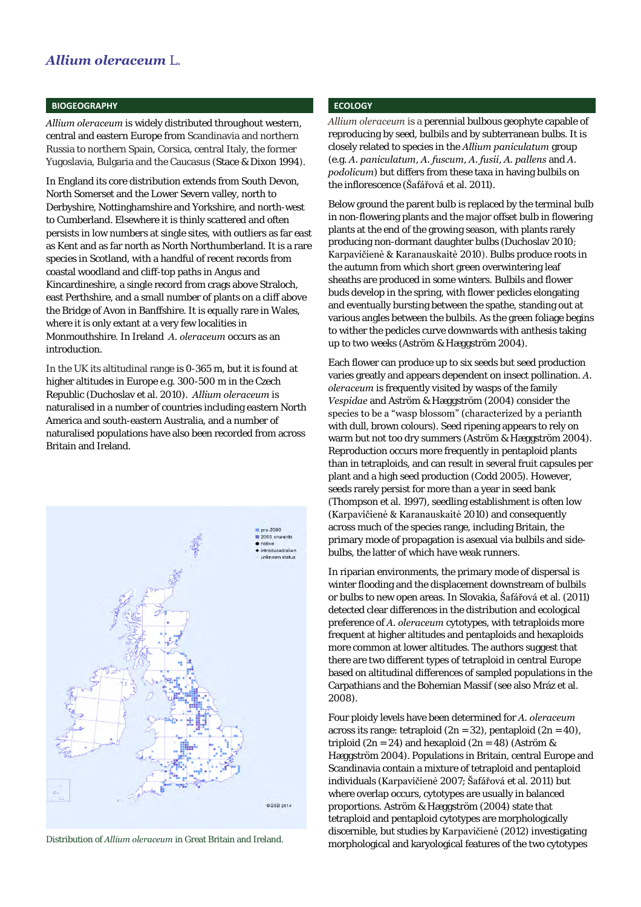# *Allium oleraceum* L.

## BIOGEOGRAPHY

*Allium oleraceum* is widely distributed throughout western, central and eastern Europe from Scandinavia and northern Russia to northern Spain, Corsica, central Italy, the former Yugoslavia, Bulgaria and the Caucasus (Stace & Dixon 1994).

In England its core distribution extends from South Devon, North Somerset and the Lower Severn valley, north to Derbyshire, Nottinghamshire and Yorkshire, and north-west to Cumberland. Elsewhere it is thinly scattered and often persists in low numbers at single sites, with outliers as far east as Kent and as far north as North Northumberland. It is a rare species in Scotland, with a handful of recent records from coastal woodland and cliff-top paths in Angus and Kincardineshire, a single record from crags above Straloch, east Perthshire, and a small number of plants on a cliff above the Bridge of Avon in Banffshire. It is equally rare in Wales, where it is only extant at a very few localities in Monmouthshire. In Ireland *A. oleraceum* occurs as an introduction.

In the UK its altitudinal range is 0-365 m, but it is found at higher altitudes in Europe e.g. 300-500 m in the Czech Republic (Duchoslav et al. 2010). *Allium oleraceum* is naturalised in a number of countries including eastern North America and south-eastern Australia, and a number of naturalised populations have also been recorded from across Britain and Ireland.

Distribution of *Allium oleraceum* in Great Britain and Ireland.

## ECOLOGY

*Allium oleraceum* is a perennial bulbous geophyte capable of reproducing by seed, bulbils and by subterranean bulbs. It is closely related to species in the *Allium paniculatum* group (e.g. *A. paniculatum*, *A. fuscum*, *A. fusii*, *A. pallens* and *A. podolicum*) but differs from these taxa in having bulbils on the inflorescence (Šafářová et al. 2011).

Below ground the parent bulb is replaced by the terminal bulb in non-flowering plants and the major offset bulb in flowering plants at the end of the growing season, with plants rarely producing non-dormant daughter bulbs (Duchoslav 2010; Karpavičienė & Karanauskaitė 2010). Bulbs produce roots in the autumn from which short green overwintering leaf sheaths are produced in some winters. Bulbils and flower buds develop in the spring, with flower pedicles elongating and eventually bursting between the spathe, standing out at various angles between the bulbils. As the green foliage begins to wither the pedicles curve downwards with anthesis taking up to two weeks (Aström & Hæggström 2004).

Each flower can produce up to six seeds but seed production varies greatly and appears dependent on insect pollination. *A. oleraceum* is frequently visited by wasps of the family *Vespidae* and Aström & Hæggström (2004) consider the species to be a "wasp blossom" (characterized by a perianth with dull, brown colours). Seed ripening appears to rely on warm but not too dry summers (Aström & Hæggström 2004). Reproduction occurs more frequently in pentaploid plants than in tetraploids, and can result in several fruit capsules per plant and a high seed production (Codd 2005). However, seeds rarely persist for more than a year in seed bank (Thompson et al. 1997), seedling establishment is often low (Karpavičienė & Karanauskaitė 2010) and consequently across much of the species range, including Britain, the primary mode of propagation is asexual via bulbils and side-bulbs, the latter of which have weak runners.

In riparian environments, the primary mode of dispersal is winter flooding and the displacement downstream of bulbils or bulbs to new open areas. In Slovakia, Šafářová et al. (2011) detected clear differences in the distribution and ecological preference of *A. oleraceum* cytotypes, with tetraploids more frequent at higher altitudes and pentaploids and hexaploids more common at lower altitudes. The authors suggest that there are two different types of tetraploid in central Europe based on altitudinal differences of sampled populations in the Carpathians and the Bohemian Massif (see also Mráz et al. 2008).

Four ploidy levels have been determined for *A. oleraceum* across its range: tetraploid ($2n = 32$), pentaploid ($2n = 40$), triploid ($2n = 24$) and hexaploid ($2n = 48$) (Aström & Hæggström 2004). Populations in Britain, central Europe and Scandinavia contain a mixture of tetraploid and pentaploid individuals (Karpavičienė 2007; Šafářová et al. 2011) but where overlap occurs, cytotypes are usually in balanced proportions. Aström & Hæggström (2004) state that tetraploid and pentaploid cytotypes are morphologically discernible, but studies by Karpavičienė (2012) investigating morphological and karyological features of the two cytotypes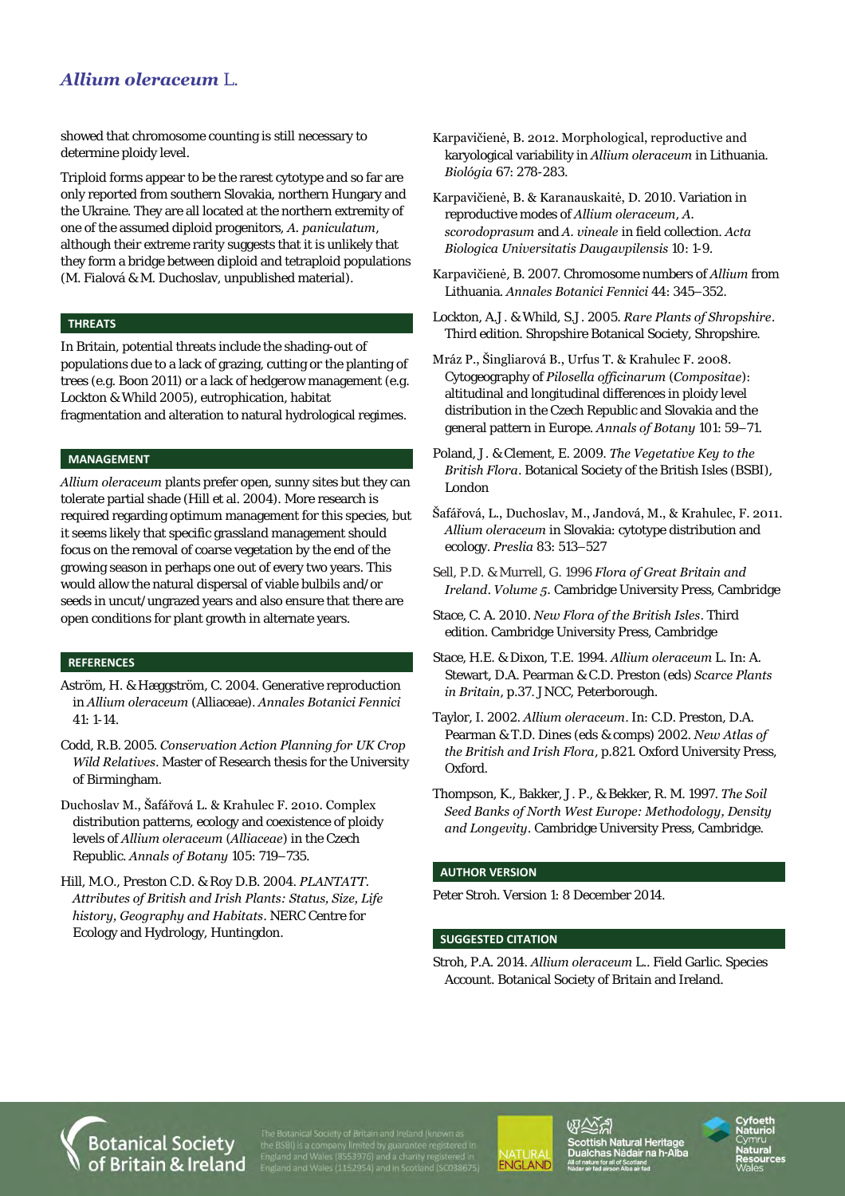showed that chromosome counting is still necessary to determine ploidy level.

Triploid forms appear to be the rarest cytotype and so far are only reported from southern Slovakia, northern Hungary and the Ukraine. They are all located at the northern extremity of one of the assumed diploid progenitors, *A. paniculatum*, although their extreme rarity suggests that it is unlikely that they form a bridge between diploid and tetraploid populations (M. Fialová & M. Duchoslav, unpublished material).

## THREATS

In Britain, potential threats include the shading-out of populations due to a lack of grazing, cutting or the planting of trees (e.g. Boon 2011) or a lack of hedgerow management (e.g. Lockton & Whild 2005), eutrophication, habitat fragmentation and alteration to natural hydrological regimes.

## MANAGEMENT

*Allium oleraceum* plants prefer open, sunny sites but they can tolerate partial shade (Hill et al. 2004). More research is required regarding optimum management for this species, but it seems likely that specific grassland management should focus on the removal of coarse vegetation by the end of the growing season in perhaps one out of every two years. This would allow the natural dispersal of viable bulbils and/or seeds in uncut/ungrazed years and also ensure that there are open conditions for plant growth in alternate years.

## REFERENCES

Aström, H. & Hæggström, C. 2004. Generative reproduction in *Allium oleraceum* (Alliaceae). *Annales Botanici Fennici* 41: 1-14.

Codd, R.B. 2005. *Conservation Action Planning for UK Crop Wild Relatives*. Master of Research thesis for the University of Birmingham.

Duchoslav M., Šafářová L. & Krahulec F. 2010. Complex distribution patterns, ecology and coexistence of ploidy levels of *Allium oleraceum* (*Alliaceae*) in the Czech Republic. *Annals of Botany* 105: 719–735.

Hill, M.O., Preston C.D. & Roy D.B. 2004. *PLANTATT. Attributes of British and Irish Plants: Status, Size, Life history, Geography and Habitats*. NERC Centre for Ecology and Hydrology, Huntingdon.

Karpavičienė, B. 2012. Morphological, reproductive and karyological variability in *Allium oleraceum* in Lithuania. *Biológia* 67: 278-283.

Karpavičienė, B. & Karanauskaitė, D. 2010. Variation in reproductive modes of *Allium oleraceum*, *A. scorodoprasum* and *A. vineale* in field collection. *Acta Biologica Universitatis Daugavpilensis* 10: 1-9.

Karpavičienė, B. 2007. Chromosome numbers of *Allium* from Lithuania. *Annales Botanici Fennici* 44: 345–352.

Lockton, A.J. & Whild, S.J. 2005. *Rare Plants of Shropshire*. Third edition. Shropshire Botanical Society, Shropshire.

Mráz P., Šingliarová B., Urfus T. & Krahulec F. 2008. Cytogeography of *Pilosella officinarum* (*Compositae*): altitudinal and longitudinal differences in ploidy level distribution in the Czech Republic and Slovakia and the general pattern in Europe. *Annals of Botany* 101: 59–71.

Poland, J. & Clement, E. 2009. *The Vegetative Key to the British Flora*. Botanical Society of the British Isles (BSBI), London

Šafářová, L., Duchoslav, M., Jandová, M., & Krahulec, F. 2011. *Allium oleraceum* in Slovakia: cytotype distribution and ecology. *Preslia* 83: 513–527

Sell, P.D. & Murrell, G. 1996 *Flora of Great Britain and Ireland*. *Volume 5*. Cambridge University Press, Cambridge

Stace, C. A. 2010. *New Flora of the British Isles*. Third edition. Cambridge University Press, Cambridge

Stace, H.E. & Dixon, T.E. 1994. *Allium oleraceum* L. In: A. Stewart, D.A. Pearman & C.D. Preston (eds) *Scarce Plants in Britain*, p.37. JNCC, Peterborough.

Taylor, I. 2002. *Allium oleraceum*. In: C.D. Preston, D.A. Pearman & T.D. Dines (eds & comps) 2002. *New Atlas of the British and Irish Flora*, p.821. Oxford University Press, Oxford.

Thompson, K., Bakker, J. P., & Bekker, R. M. 1997. *The Soil Seed Banks of North West Europe: Methodology, Density and Longevity*. Cambridge University Press, Cambridge.

## AUTHOR VERSION

Peter Stroh. Version 1: 8 December 2014.

## SUGGESTED CITATION

Stroh, P.A. 2014. *Allium oleraceum* L.. Field Garlic. Species Account. Botanical Society of Britain and Ireland.